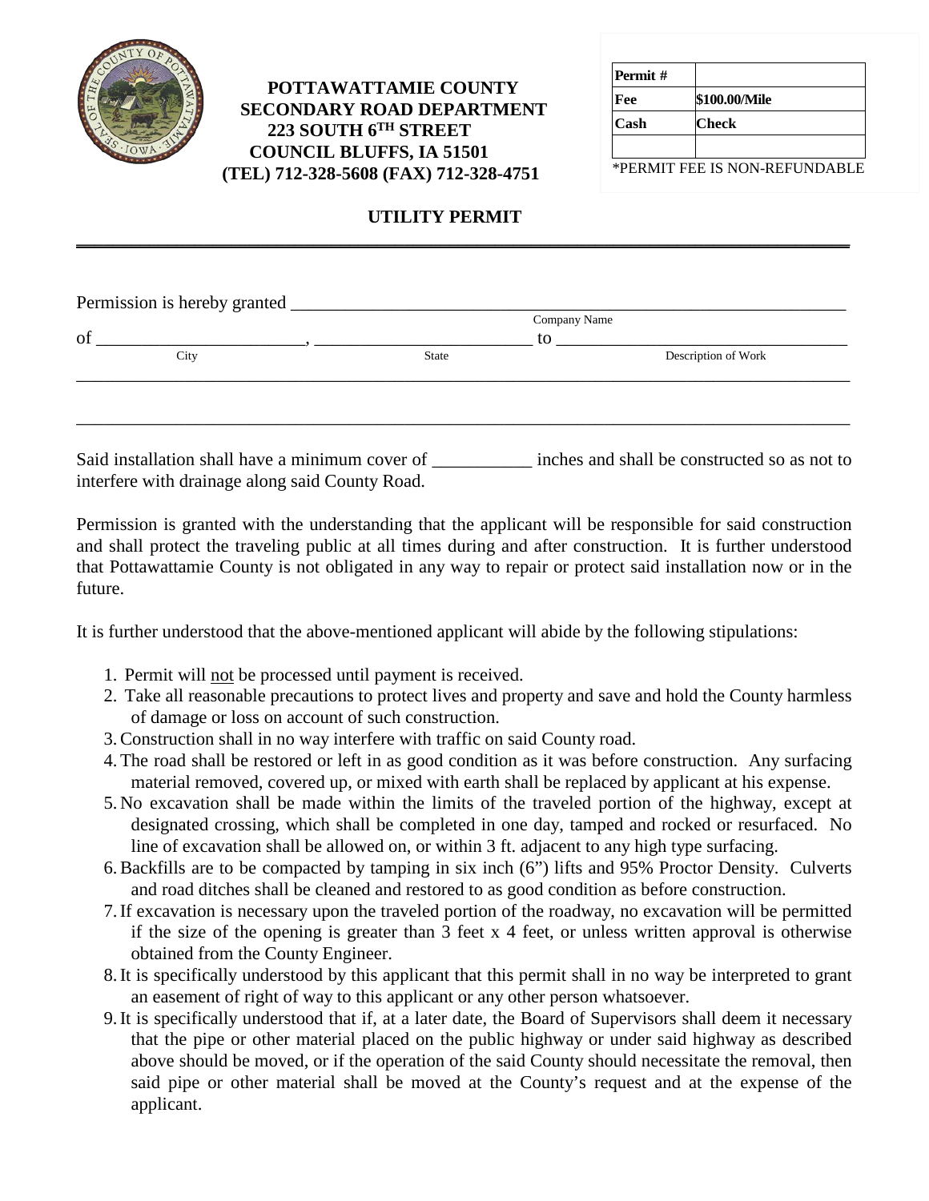**POTTAWATTAMIE COUNTY**
**SECONDARY ROAD DEPARTMENT**
**223 SOUTH 6TH STREET**
**COUNCIL BLUFFS, IA 51501**
**(TEL) 712-328-5608 (FAX) 712-328-4751**

| **Permit #** | |
|---|---|
| **Fee** | **$100.00/Mile** |
| **Cash** | **Check** |
| | |

*PERMIT FEE IS NON-REFUNDABLE

## UTILITY PERMIT

---

Permission is hereby granted ________________________________________________
Company Name

of ______________________, ______________________ to ______________________________
City State Description of Work

_____________________________________________________________________________

_____________________________________________________________________________

Said installation shall have a minimum cover of ___________ inches and shall be constructed so as not to interfere with drainage along said County Road.

Permission is granted with the understanding that the applicant will be responsible for said construction and shall protect the traveling public at all times during and after construction. It is further understood that Pottawattamie County is not obligated in any way to repair or protect said installation now or in the future.

It is further understood that the above-mentioned applicant will abide by the following stipulations:

1. Permit will <u>not</u> be processed until payment is received.
2. Take all reasonable precautions to protect lives and property and save and hold the County harmless of damage or loss on account of such construction.
3. Construction shall in no way interfere with traffic on said County road.
4. The road shall be restored or left in as good condition as it was before construction. Any surfacing material removed, covered up, or mixed with earth shall be replaced by applicant at his expense.
5. No excavation shall be made within the limits of the traveled portion of the highway, except at designated crossing, which shall be completed in one day, tamped and rocked or resurfaced. No line of excavation shall be allowed on, or within 3 ft. adjacent to any high type surfacing.
6. Backfills are to be compacted by tamping in six inch (6") lifts and 95% Proctor Density. Culverts and road ditches shall be cleaned and restored to as good condition as before construction.
7. If excavation is necessary upon the traveled portion of the roadway, no excavation will be permitted if the size of the opening is greater than 3 feet x 4 feet, or unless written approval is otherwise obtained from the County Engineer.
8. It is specifically understood by this applicant that this permit shall in no way be interpreted to grant an easement of right of way to this applicant or any other person whatsoever.
9. It is specifically understood that if, at a later date, the Board of Supervisors shall deem it necessary that the pipe or other material placed on the public highway or under said highway as described above should be moved, or if the operation of the said County should necessitate the removal, then said pipe or other material shall be moved at the County's request and at the expense of the applicant.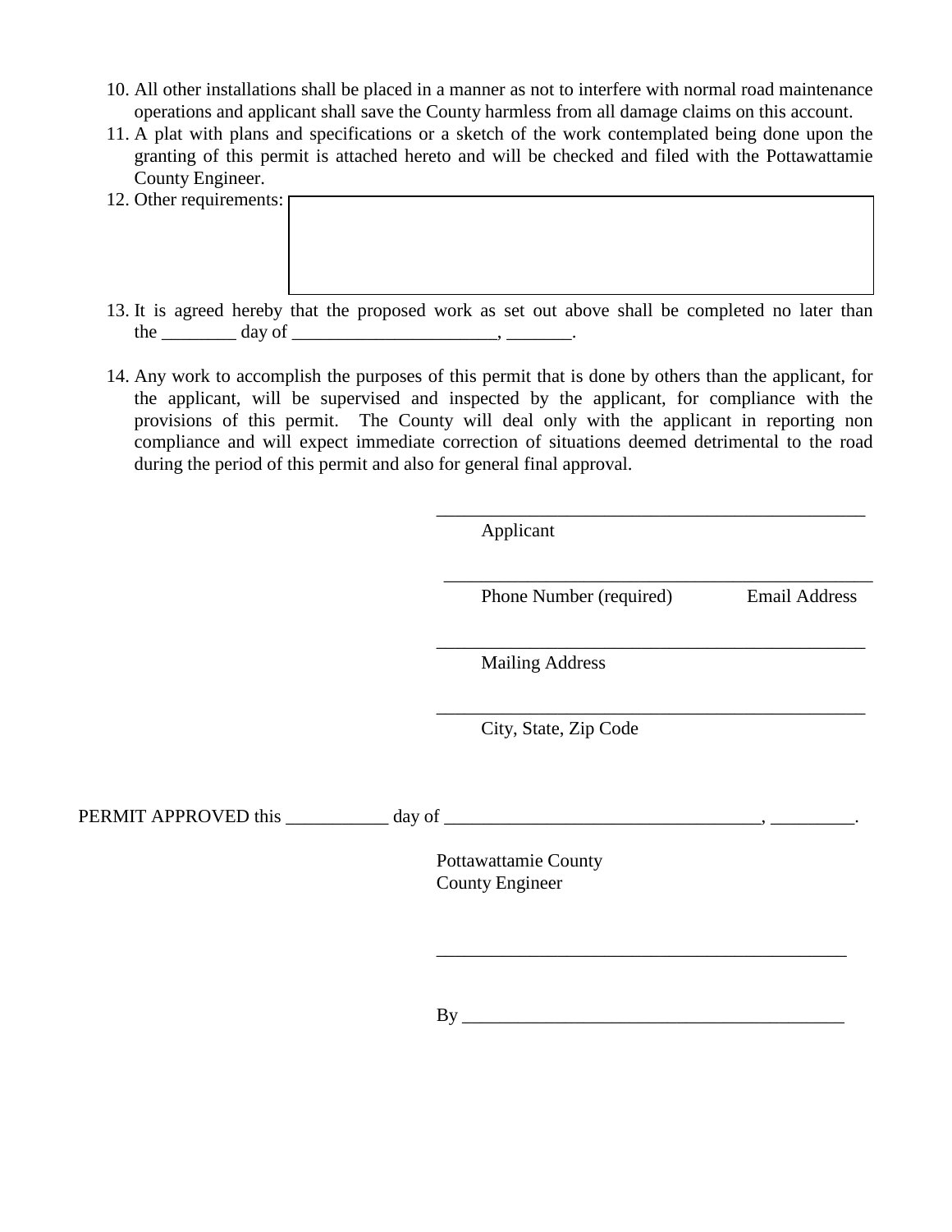10. All other installations shall be placed in a manner as not to interfere with normal road maintenance operations and applicant shall save the County harmless from all damage claims on this account.
11. A plat with plans and specifications or a sketch of the work contemplated being done upon the granting of this permit is attached hereto and will be checked and filed with the Pottawattamie County Engineer.
12. Other requirements:

| |
|---|
| |

13. It is agreed hereby that the proposed work as set out above shall be completed no later than the ________ day of ______________________, _______.

14. Any work to accomplish the purposes of this permit that is done by others than the applicant, for the applicant, will be supervised and inspected by the applicant, for compliance with the provisions of this permit. The County will deal only with the applicant in reporting non compliance and will expect immediate correction of situations deemed detrimental to the road during the period of this permit and also for general final approval.

_______________________________________________
Applicant

_______________________________________________
Phone Number (required)          Email Address

_______________________________________________
Mailing Address

_______________________________________________
City, State, Zip Code

PERMIT APPROVED this ___________ day of __________________________________, _________.

Pottawattamie County
County Engineer

_____________________________________________

By __________________________________________